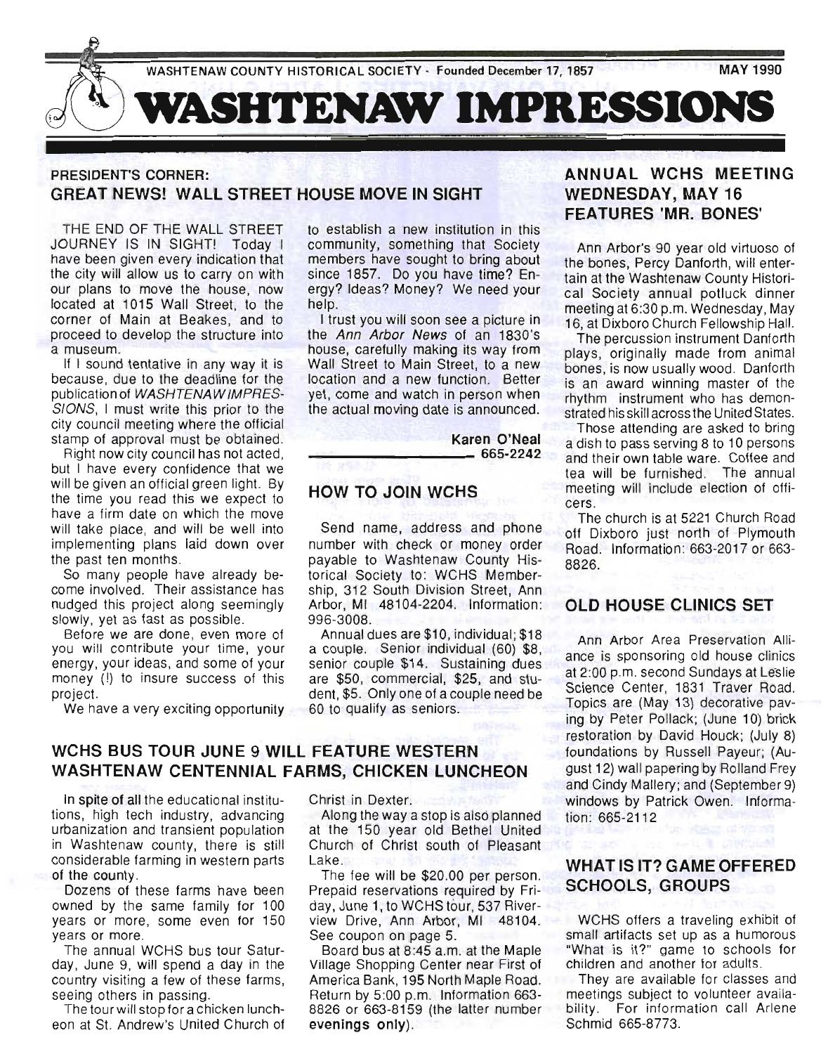WASHTENAW COUNTY HISTORICAL SOCIETY - Founded December 17, 1857 MAY 1990

# WASHTENAW IMPRESSIONS

## PRESIDENT'S CORNER: GREAT NEWS! WALL STREET HOUSE MOVE IN SIGHT

THE END OF THE WALL STREET JOURNEY IS IN SIGHT! Today I have been given every indication that the city will allow us to carry on with our plans to move the house, now located at 1015 Wall Street, to the corner of Main at Beakes, and to proceed to develop the structure into a museum.

If I sound tentative in any way it is because, due to the deadline for the publication of *WASHTENAW IMPRESSIONS*, I must write this prior to the city council meeting where the official stamp of approval must be obtained.

Right now city council has not acted, but I have every confidence that we will be given an official green light. By the time you read this we expect to have a firm date on which the move will take place, and will be well into implementing plans laid down over the past ten months.

So many people have already become involved. Their assistance has nudged this project along seemingly slowly, yet as fast as possible.

Before we are done, even more of you will contribute your time, your energy, your ideas, and some of your money (!) to insure success of this project.

We have a very exciting opportunity to establish a new institution in this community, something that Society members have sought to bring about since 1857. Do you have time? Energy? Ideas? Money? We need your help.

I trust you will soon see a picture in the *Ann Arbor News* of an 1830's house, carefully making its way from Wall Street to Main Street, to a new location and a new function. Better yet, come and watch in person when the actual moving date is announced.

**Karen O'Neal**
**665-2242**

## HOW TO JOIN WCHS

Send name, address and phone number with check or money order payable to Washtenaw County Historical Society to: WCHS Membership, 312 South Division Street, Ann Arbor, MI 48104-2204. Information: 996-3008.

Annual dues are $10, individual; $18 a couple. Senior individual (60) $8, senior couple $14. Sustaining dues are $50, commercial, $25, and student, $5. Only one of a couple need be 60 to qualify as seniors.

## WCHS BUS TOUR JUNE 9 WILL FEATURE WESTERN WASHTENAW CENTENNIAL FARMS, CHICKEN LUNCHEON

In spite of all the educational institutions, high tech industry, advancing urbanization and transient population in Washtenaw county, there is still considerable farming in western parts of the county.

Dozens of these farms have been owned by the same family for 100 years or more, some even for 150 years or more.

The annual WCHS bus tour Saturday, June 9, will spend a day in the country visiting a few of these farms, seeing others in passing.

The tour will stop for a chicken luncheon at St. Andrew's United Church of Christ in Dexter.

Along the way a stop is also planned at the 150 year old Bethel United Church of Christ south of Pleasant Lake.

The fee will be $20.00 per person. Prepaid reservations required by Friday, June 1, to WCHS tour, 537 Riverview Drive, Ann Arbor, MI 48104. See coupon on page 5.

Board bus at 8:45 a.m. at the Maple Village Shopping Center near First of America Bank, 195 North Maple Road. Return by 5:00 p.m. Information 663-8826 or 663-8159 (the latter number **evenings only**).

## ANNUAL WCHS MEETING WEDNESDAY, MAY 16 FEATURES 'MR. BONES'

Ann Arbor's 90 year old virtuoso of the bones, Percy Danforth, will entertain at the Washtenaw County Historical Society annual potluck dinner meeting at 6:30 p.m. Wednesday, May 16, at Dixboro Church Fellowship Hall.

The percussion instrument Danforth plays, originally made from animal bones, is now usually wood. Danforth is an award winning master of the rhythm instrument who has demonstrated his skill across the United States.

Those attending are asked to bring a dish to pass serving 8 to 10 persons and their own table ware. Coffee and tea will be furnished. The annual meeting will include election of officers.

The church is at 5221 Church Road off Dixboro just north of Plymouth Road. Information: 663-2017 or 663-8826.

## OLD HOUSE CLINICS SET

Ann Arbor Area Preservation Alliance is sponsoring old house clinics at 2:00 p.m. second Sundays at Leslie Science Center, 1831 Traver Road. Topics are (May 13) decorative paving by Peter Pollack; (June 10) brick restoration by David Houck; (July 8) foundations by Russell Payeur; (August 12) wall papering by Rolland Frey and Cindy Mallery; and (September 9) windows by Patrick Owen. Information: 665-2112

## WHAT IS IT? GAME OFFERED SCHOOLS, GROUPS

WCHS offers a traveling exhibit of small artifacts set up as a humorous "What is it?" game to schools for children and another for adults.

They are available for classes and meetings subject to volunteer availability. For information call Arlene Schmid 665-8773.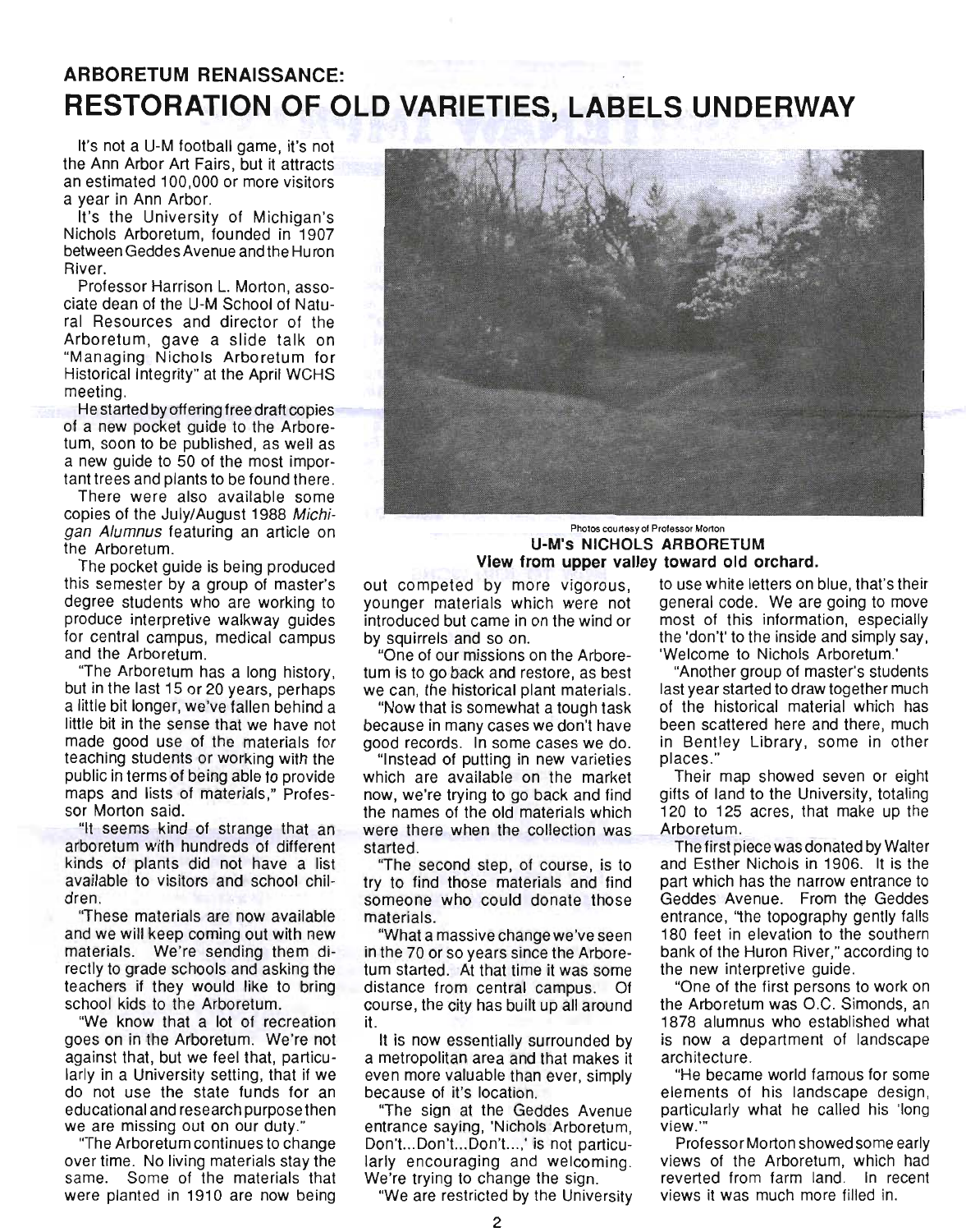## ARBORETUM RENAISSANCE:

# RESTORATION OF OLD VARIETIES, LABELS UNDERWAY

It's not a U-M football game, it's not the Ann Arbor Art Fairs, but it attracts an estimated 100,000 or more visitors a year in Ann Arbor.

It's the University of Michigan's Nichols Arboretum, founded in 1907 between Geddes Avenue and the Huron River.

Professor Harrison L. Morton, associate dean of the U-M School of Natural Resources and director of the Arboretum, gave a slide talk on "Managing Nichols Arboretum for Historical Integrity" at the April WCHS meeting.

He started by offering free draft copies of a new pocket guide to the Arboretum, soon to be published, as well as a new guide to 50 of the most important trees and plants to be found there.

There were also available some copies of the July/August 1988 *Michigan Alumnus* featuring an article on the Arboretum.

The pocket guide is being produced this semester by a group of master's degree students who are working to produce interpretive walkway guides for central campus, medical campus and the Arboretum.

"The Arboretum has a long history, but in the last 15 or 20 years, perhaps a little bit longer, we've fallen behind a little bit in the sense that we have not made good use of the materials for teaching students or working with the public in terms of being able to provide maps and lists of materials," Professor Morton said.

"It seems kind of strange that an arboretum with hundreds of different kinds of plants did not have a list available to visitors and school children.

"These materials are now available and we will keep coming out with new materials. We're sending them directly to grade schools and asking the teachers if they would like to bring school kids to the Arboretum.

"We know that a lot of recreation goes on in the Arboretum. We're not against that, but we feel that, particularly in a University setting, that if we do not use the state funds for an educational and research purpose then we are missing out on our duty."

"The Arboretum continues to change over time. No living materials stay the same. Some of the materials that were planted in 1910 are now being out competed by more vigorous, younger materials which were not introduced but came in on the wind or by squirrels and so on.

Photos courtesy of Professor Morton

**U-M's NICHOLS ARBORETUM**
**View from upper valley toward old orchard.**

"One of our missions on the Arboretum is to go back and restore, as best we can, the historical plant materials.

"Now that is somewhat a tough task because in many cases we don't have good records. In some cases we do.

"Instead of putting in new varieties which are available on the market now, we're trying to go back and find the names of the old materials which were there when the collection was started.

"The second step, of course, is to try to find those materials and find someone who could donate those materials.

"What a massive change we've seen in the 70 or so years since the Arboretum started. At that time it was some distance from central campus. Of course, the city has built up all around it.

It is now essentially surrounded by a metropolitan area and that makes it even more valuable than ever, simply because of it's location.

"The sign at the Geddes Avenue entrance saying, 'Nichols Arboretum, Don't...Don't...Don't...,' is not particularly encouraging and welcoming. We're trying to change the sign.

"We are restricted by the University to use white letters on blue, that's their general code. We are going to move most of this information, especially the 'don't' to the inside and simply say, 'Welcome to Nichols Arboretum.'

"Another group of master's students last year started to draw together much of the historical material which has been scattered here and there, much in Bentley Library, some in other places."

Their map showed seven or eight gifts of land to the University, totaling 120 to 125 acres, that make up the Arboretum.

The first piece was donated by Walter and Esther Nichols in 1906. It is the part which has the narrow entrance to Geddes Avenue. From the Geddes entrance, "the topography gently falls 180 feet in elevation to the southern bank of the Huron River," according to the new interpretive guide.

"One of the first persons to work on the Arboretum was O.C. Simonds, an 1878 alumnus who established what is now a department of landscape architecture.

"He became world famous for some elements of his landscape design, particularly what he called his 'long view.'"

Professor Morton showed some early views of the Arboretum, which had reverted from farm land. In recent views it was much more filled in.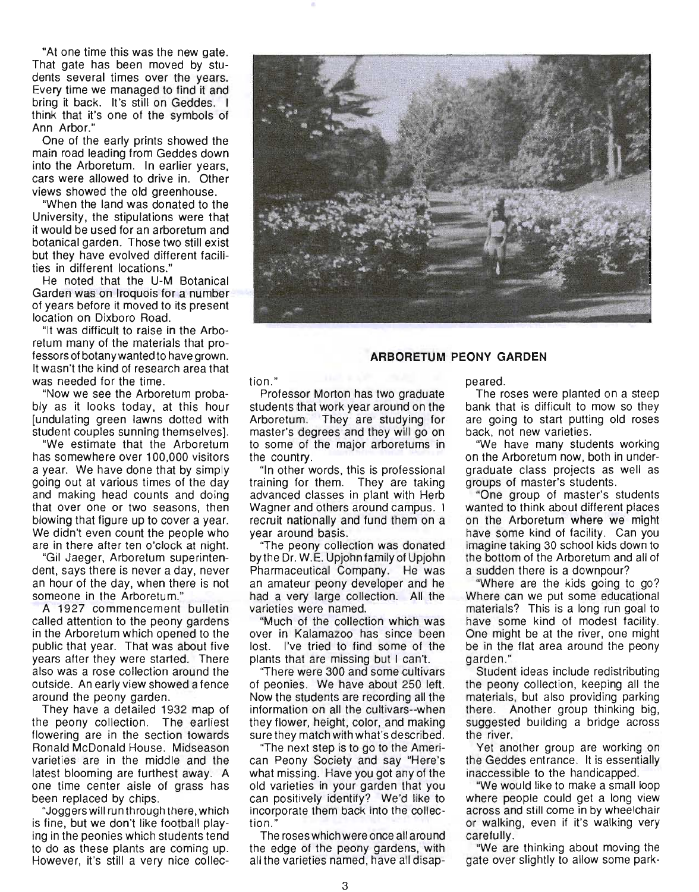"At one time this was the new gate. That gate has been moved by students several times over the years. Every time we managed to find it and bring it back. It's still on Geddes. I think that it's one of the symbols of Ann Arbor."

One of the early prints showed the main road leading from Geddes down into the Arboretum. In earlier years, cars were allowed to drive in. Other views showed the old greenhouse.

"When the land was donated to the University, the stipulations were that it would be used for an arboretum and botanical garden. Those two still exist but they have evolved different facilities in different locations."

He noted that the U-M Botanical Garden was on Iroquois for a number of years before it moved to its present location on Dixboro Road.

"It was difficult to raise in the Arboretum many of the materials that professors of botany wanted to have grown. It wasn't the kind of research area that was needed for the time.

"Now we see the Arboretum probably as it looks today, at this hour [undulating green lawns dotted with student couples sunning themselves].

"We estimate that the Arboretum has somewhere over 100,000 visitors a year. We have done that by simply going out at various times of the day and making head counts and doing that over one or two seasons, then blowing that figure up to cover a year. We didn't even count the people who are in there after ten o'clock at night.

"Gil Jaeger, Arboretum superintendent, says there is never a day, never an hour of the day, when there is not someone in the Arboretum."

A 1927 commencement bulletin called attention to the peony gardens in the Arboretum which opened to the public that year. That was about five years after they were started. There also was a rose collection around the outside. An early view showed a fence around the peony garden.

They have a detailed 1932 map of the peony collection. The earliest flowering are in the section towards Ronald McDonald House. Midseason varieties are in the middle and the latest blooming are furthest away. A one time center aisle of grass has been replaced by chips.

"Joggers will run through there, which is fine, but we don't like football playing in the peonies which students tend to do as these plants are coming up. However, it's still a very nice collection."

**ARBORETUM PEONY GARDEN**

Professor Morton has two graduate students that work year around on the Arboretum. They are studying for master's degrees and they will go on to some of the major arboretums in the country.

"In other words, this is professional training for them. They are taking advanced classes in plant with Herb Wagner and others around campus. I recruit nationally and fund them on a year around basis.

"The peony collection was donated by the Dr. W.E. Upjohn family of Upjohn Pharmaceutical Company. He was an amateur peony developer and he had a very large collection. All the varieties were named.

"Much of the collection which was over in Kalamazoo has since been lost. I've tried to find some of the plants that are missing but I can't.

"There were 300 and some cultivars of peonies. We have about 250 left. Now the students are recording all the information on all the cultivars--when they flower, height, color, and making sure they match with what's described.

"The next step is to go to the American Peony Society and say "Here's what missing. Have you got any of the old varieties in your garden that you can positively identify? We'd like to incorporate them back into the collection."

The roses which were once all around the edge of the peony gardens, with all the varieties named, have all disappeared.

The roses were planted on a steep bank that is difficult to mow so they are going to start putting old roses back, not new varieties.

"We have many students working on the Arboretum now, both in undergraduate class projects as well as groups of master's students.

"One group of master's students wanted to think about different places on the Arboretum where we might have some kind of facility. Can you imagine taking 30 school kids down to the bottom of the Arboretum and all of a sudden there is a downpour?

"Where are the kids going to go? Where can we put some educational materials? This is a long run goal to have some kind of modest facility. One might be at the river, one might be in the flat area around the peony garden."

Student ideas include redistributing the peony collection, keeping all the materials, but also providing parking there. Another group thinking big, suggested building a bridge across the river.

Yet another group are working on the Geddes entrance. It is essentially inaccessible to the handicapped.

"We would like to make a small loop where people could get a long view across and still come in by wheelchair or walking, even if it's walking very carefully.

"We are thinking about moving the gate over slightly to allow some park-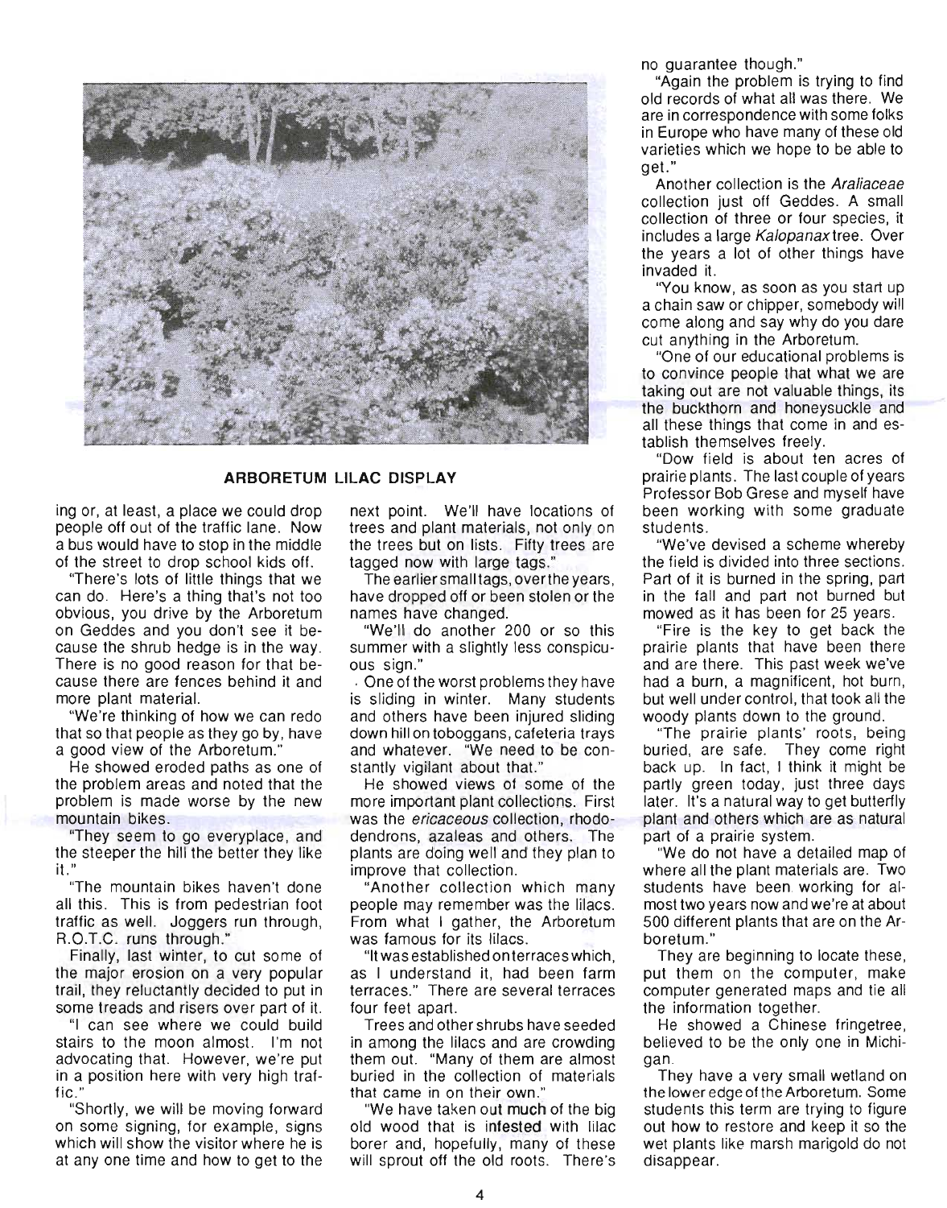**ARBORETUM LILAC DISPLAY**

ing or, at least, a place we could drop people off out of the traffic lane. Now a bus would have to stop in the middle of the street to drop school kids off.

"There's lots of little things that we can do. Here's a thing that's not too obvious, you drive by the Arboretum on Geddes and you don't see it because the shrub hedge is in the way. There is no good reason for that because there are fences behind it and more plant material.

"We're thinking of how we can redo that so that people as they go by, have a good view of the Arboretum."

He showed eroded paths as one of the problem areas and noted that the problem is made worse by the new mountain bikes.

"They seem to go everyplace, and the steeper the hill the better they like it."

"The mountain bikes haven't done all this. This is from pedestrian foot traffic as well. Joggers run through, R.O.T.C. runs through."

Finally, last winter, to cut some of the major erosion on a very popular trail, they reluctantly decided to put in some treads and risers over part of it.

"I can see where we could build stairs to the moon almost. I'm not advocating that. However, we're put in a position here with very high traffic."

"Shortly, we will be moving forward on some signing, for example, signs which will show the visitor where he is at any one time and how to get to the next point. We'll have locations of trees and plant materials, not only on the trees but on lists. Fifty trees are tagged now with large tags."

The earlier small tags, over the years, have dropped off or been stolen or the names have changed.

"We'll do another 200 or so this summer with a slightly less conspicuous sign."

One of the worst problems they have is sliding in winter. Many students and others have been injured sliding down hill on toboggans, cafeteria trays and whatever. "We need to be constantly vigilant about that."

He showed views of some of the more important plant collections. First was the *ericaceous* collection, rhododendrons, azaleas and others. The plants are doing well and they plan to improve that collection.

"Another collection which many people may remember was the lilacs. From what I gather, the Arboretum was famous for its lilacs.

"It was established on terraces which, as I understand it, had been farm terraces." There are several terraces four feet apart.

Trees and other shrubs have seeded in among the lilacs and are crowding them out. "Many of them are almost buried in the collection of materials that came in on their own."

"We have taken out much of the big old wood that is infested with lilac borer and, hopefully, many of these will sprout off the old roots. There's no guarantee though."

"Again the problem is trying to find old records of what all was there. We are in correspondence with some folks in Europe who have many of these old varieties which we hope to be able to get."

Another collection is the *Araliaceae* collection just off Geddes. A small collection of three or four species, it includes a large *Kalopanax* tree. Over the years a lot of other things have invaded it.

"You know, as soon as you start up a chain saw or chipper, somebody will come along and say why do you dare cut anything in the Arboretum.

"One of our educational problems is to convince people that what we are taking out are not valuable things, its the buckthorn and honeysuckle and all these things that come in and establish themselves freely.

"Dow field is about ten acres of prairie plants. The last couple of years Professor Bob Grese and myself have been working with some graduate students.

"We've devised a scheme whereby the field is divided into three sections. Part of it is burned in the spring, part in the fall and part not burned but mowed as it has been for 25 years.

"Fire is the key to get back the prairie plants that have been there and are there. This past week we've had a burn, a magnificent, hot burn, but well under control, that took all the woody plants down to the ground.

"The prairie plants' roots, being buried, are safe. They come right back up. In fact, I think it might be partly green today, just three days later. It's a natural way to get butterfly plant and others which are as natural part of a prairie system.

"We do not have a detailed map of where all the plant materials are. Two students have been working for almost two years now and we're at about 500 different plants that are on the Arboretum."

They are beginning to locate these, put them on the computer, make computer generated maps and tie all the information together.

He showed a Chinese fringetree, believed to be the only one in Michigan.

They have a very small wetland on the lower edge of the Arboretum. Some students this term are trying to figure out how to restore and keep it so the wet plants like marsh marigold do not disappear.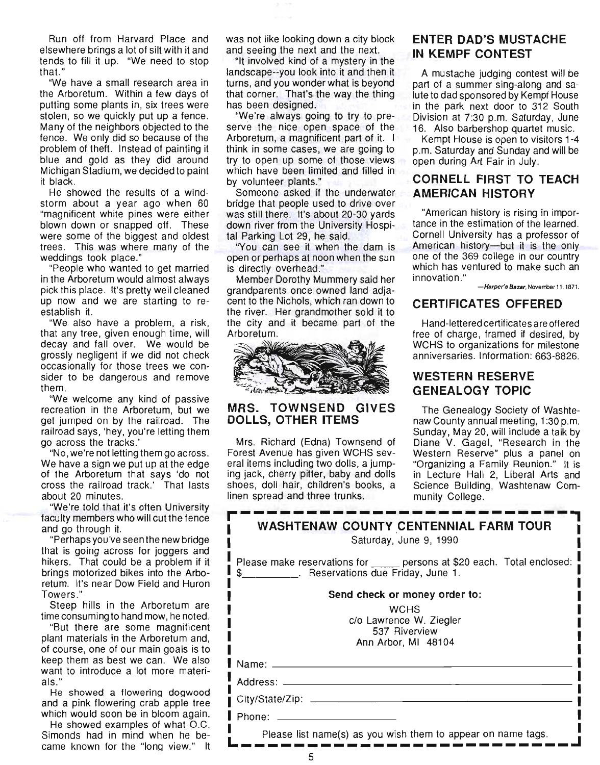Run off from Harvard Place and elsewhere brings a lot of silt with it and tends to fill it up. "We need to stop that."

"We have a small research area in the Arboretum. Within a few days of putting some plants in, six trees were stolen, so we quickly put up a fence. Many of the neighbors objected to the fence. We only did so because of the problem of theft. Instead of painting it blue and gold as they did around Michigan Stadium, we decided to paint it black.

He showed the results of a windstorm about a year ago when 60 "magnificent white pines were either blown down or snapped off. These were some of the biggest and oldest trees. This was where many of the weddings took place."

"People who wanted to get married in the Arboretum would almost always pick this place. It's pretty well cleaned up now and we are starting to re-establish it.

"We also have a problem, a risk, that any tree, given enough time, will decay and fall over. We would be grossly negligent if we did not check occasionally for those trees we consider to be dangerous and remove them.

"We welcome any kind of passive recreation in the Arboretum, but we get jumped on by the railroad. The railroad says, 'hey, you're letting them go across the tracks.'

"No, we're not letting them go across. We have a sign we put up at the edge of the Arboretum that says 'do not cross the railroad track.' That lasts about 20 minutes.

"We're told that it's often University faculty members who will cut the fence and go through it.

"Perhaps you've seen the new bridge that is going across for joggers and hikers. That could be a problem if it brings motorized bikes into the Arboretum. It's near Dow Field and Huron Towers."

Steep hills in the Arboretum are time consuming to hand mow, he noted.

"But there are some magnificent plant materials in the Arboretum and, of course, one of our main goals is to keep them as best we can. We also want to introduce a lot more materials."

He showed a flowering dogwood and a pink flowering crab apple tree which would soon be in bloom again.

He showed examples of what O.C. Simonds had in mind when he became known for the "long view." It was not like looking down a city block and seeing the next and the next.

"It involved kind of a mystery in the landscape--you look into it and then it turns, and you wonder what is beyond that corner. That's the way the thing has been designed.

"We're always going to try to preserve the nice open space of the Arboretum, a magnificent part of it. I think in some cases, we are going to try to open up some of those views which have been limited and filled in by volunteer plants."

Someone asked if the underwater bridge that people used to drive over was still there. It's about 20-30 yards down river from the University Hospital Parking Lot 29, he said.

"You can see it when the dam is open or perhaps at noon when the sun is directly overhead."

Member Dorothy Mummery said her grandparents once owned land adjacent to the Nichols, which ran down to the river. Her grandmother sold it to the city and it became part of the Arboretum.

## MRS. TOWNSEND GIVES DOLLS, OTHER ITEMS

Mrs. Richard (Edna) Townsend of Forest Avenue has given WCHS several items including two dolls, a jumping jack, cherry pitter, baby and dolls shoes, doll hair, children's books, a linen spread and three trunks.

## ENTER DAD'S MUSTACHE IN KEMPF CONTEST

A mustache judging contest will be part of a summer sing-along and salute to dad sponsored by Kempf House in the park next door to 312 South Division at 7:30 p.m. Saturday, June 16. Also barbershop quartet music.

Kempt House is open to visitors 1-4 p.m. Saturday and Sunday and will be open during Art Fair in July.

## CORNELL FIRST TO TEACH AMERICAN HISTORY

"American history is rising in importance in the estimation of the learned. Cornell University has a professor of American history—but it is the only one of the 369 college in our country which has ventured to make such an innovation."

—*Harper's Bazar*, November 11, 1871.

## CERTIFICATES OFFERED

Hand-lettered certificates are offered free of charge, framed if desired, by WCHS to organizations for milestone anniversaries. Information: 663-8826.

## WESTERN RESERVE GENEALOGY TOPIC

The Genealogy Society of Washtenaw County annual meeting, 1:30 p.m. Sunday, May 20, will include a talk by Diane V. Gagel, "Research in the Western Reserve" plus a panel on "Organizing a Family Reunion." It is in Lecture Hall 2, Liberal Arts and Science Building, Washtenaw Community College.

---

**WASHTENAW COUNTY CENTENNIAL FARM TOUR**

Saturday, June 9, 1990

Please make reservations for _____ persons at $20 each. Total enclosed: $_________. Reservations due Friday, June 1.

**Send check or money order to:**

WCHS
c/o Lawrence W. Ziegler
537 Riverview
Ann Arbor, MI 48104

Name: ______________________

Address: ______________________

City/State/Zip: ______________________

Phone: ______________________

Please list name(s) as you wish them to appear on name tags.

---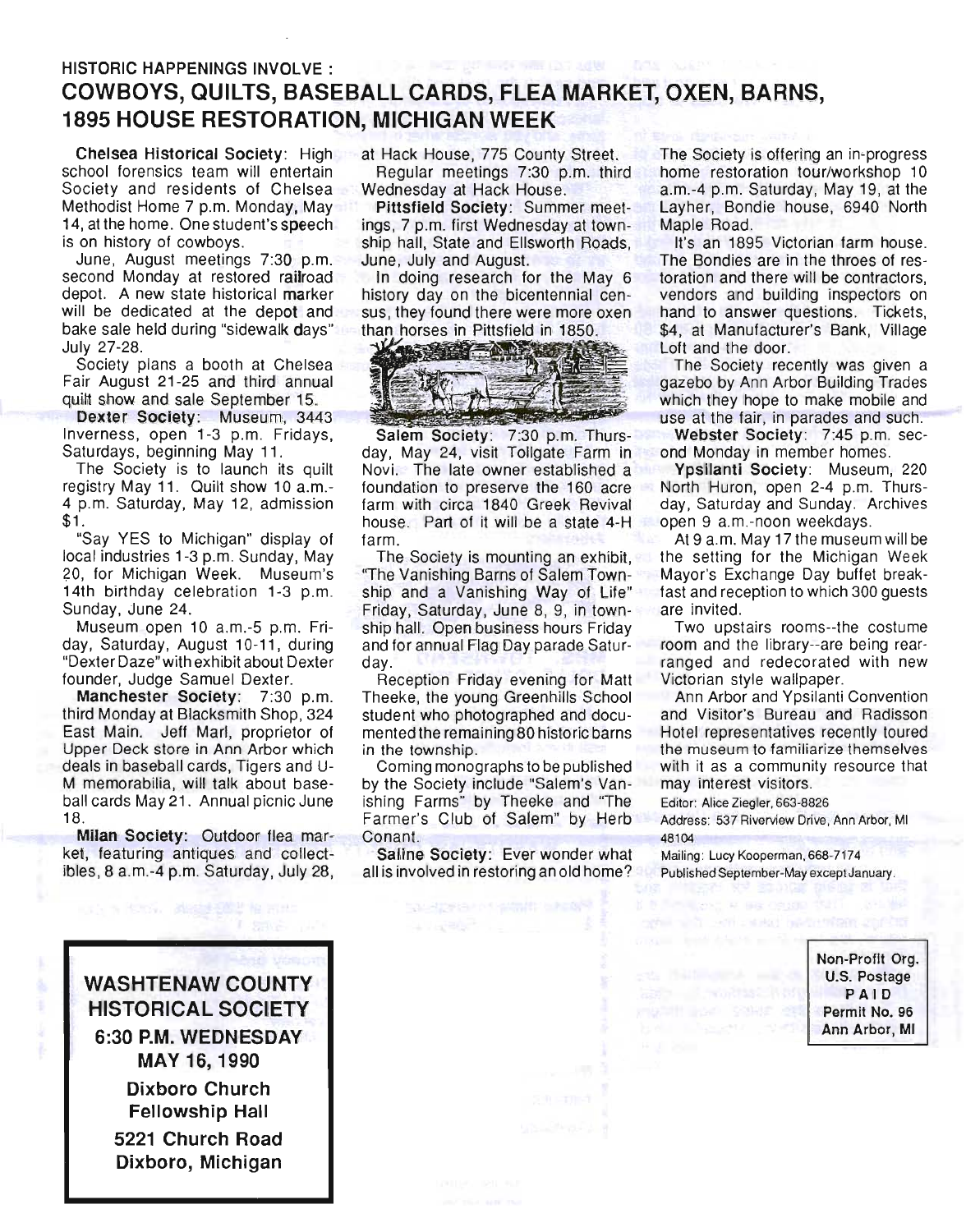HISTORIC HAPPENINGS INVOLVE :

## COWBOYS, QUILTS, BASEBALL CARDS, FLEA MARKET, OXEN, BARNS, 1895 HOUSE RESTORATION, MICHIGAN WEEK

**Chelsea Historical Society**: High school forensics team will entertain Society and residents of Chelsea Methodist Home 7 p.m. Monday, May 14, at the home. One student's speech is on history of cowboys.

June, August meetings 7:30 p.m. second Monday at restored railroad depot. A new state historical marker will be dedicated at the depot and bake sale held during "sidewalk days" July 27-28.

Society plans a booth at Chelsea Fair August 21-25 and third annual quilt show and sale September 15.

**Dexter Society**: Museum, 3443 Inverness, open 1-3 p.m. Fridays, Saturdays, beginning May 11.

The Society is to launch its quilt registry May 11. Quilt show 10 a.m.-4 p.m. Saturday, May 12, admission $1.

"Say YES to Michigan" display of local industries 1-3 p.m. Sunday, May 20, for Michigan Week. Museum's 14th birthday celebration 1-3 p.m. Sunday, June 24.

Museum open 10 a.m.-5 p.m. Friday, Saturday, August 10-11, during "Dexter Daze" with exhibit about Dexter founder, Judge Samuel Dexter.

**Manchester Society**: 7:30 p.m. third Monday at Blacksmith Shop, 324 East Main. Jeff Marl, proprietor of Upper Deck store in Ann Arbor which deals in baseball cards, Tigers and U-M memorabilia, will talk about baseball cards May 21. Annual picnic June 18.

**Milan Society**: Outdoor flea market, featuring antiques and collectibles, 8 a.m.-4 p.m. Saturday, July 28, at Hack House, 775 County Street.

Regular meetings 7:30 p.m. third Wednesday at Hack House.

**Pittsfield Society**: Summer meetings, 7 p.m. first Wednesday at township hall, State and Ellsworth Roads, June, July and August.

In doing research for the May 6 history day on the bicentennial census, they found there were more oxen than horses in Pittsfield in 1850.

**Salem Society**: 7:30 p.m. Thursday, May 24, visit Tollgate Farm in Novi. The late owner established a foundation to preserve the 160 acre farm with circa 1840 Greek Revival house. Part of it will be a state 4-H farm.

The Society is mounting an exhibit, "The Vanishing Barns of Salem Township and a Vanishing Way of Life" Friday, Saturday, June 8, 9, in township hall. Open business hours Friday and for annual Flag Day parade Saturday.

Reception Friday evening for Matt Theeke, the young Greenhills School student who photographed and documented the remaining 80 historic barns in the township.

Coming monographs to be published by the Society include "Salem's Vanishing Farms" by Theeke and "The Farmer's Club of Salem" by Herb Conant.

**Saline Society**: Ever wonder what all is involved in restoring an old home? The Society is offering an in-progress home restoration tour/workshop 10 a.m.-4 p.m. Saturday, May 19, at the Layher, Bondie house, 6940 North Maple Road.

It's an 1895 Victorian farm house. The Bondies are in the throes of restoration and there will be contractors, vendors and building inspectors on hand to answer questions. Tickets, $4, at Manufacturer's Bank, Village Loft and the door.

The Society recently was given a gazebo by Ann Arbor Building Trades which they hope to make mobile and use at the fair, in parades and such.

**Webster Society**: 7:45 p.m. second Monday in member homes.

**Ypsilanti Society**: Museum, 220 North Huron, open 2-4 p.m. Thursday, Saturday and Sunday. Archives open 9 a.m.-noon weekdays.

At 9 a.m. May 17 the museum will be the setting for the Michigan Week Mayor's Exchange Day buffet breakfast and reception to which 300 guests are invited.

Two upstairs rooms--the costume room and the library--are being rearranged and redecorated with new Victorian style wallpaper.

Ann Arbor and Ypsilanti Convention and Visitor's Bureau and Radisson Hotel representatives recently toured the museum to familiarize themselves with it as a community resource that may interest visitors.

Editor: Alice Ziegler, 663-8826
Address: 537 Riverview Drive, Ann Arbor, MI 48104
Mailing: Lucy Kooperman, 668-7174
Published September-May except January.

**WASHTENAW COUNTY HISTORICAL SOCIETY**
**6:30 P.M. WEDNESDAY MAY 16, 1990**
**Dixboro Church Fellowship Hall**
**5221 Church Road**
**Dixboro, Michigan**

Non-Profit Org.
U.S. Postage
PAID
Permit No. 96
Ann Arbor, MI